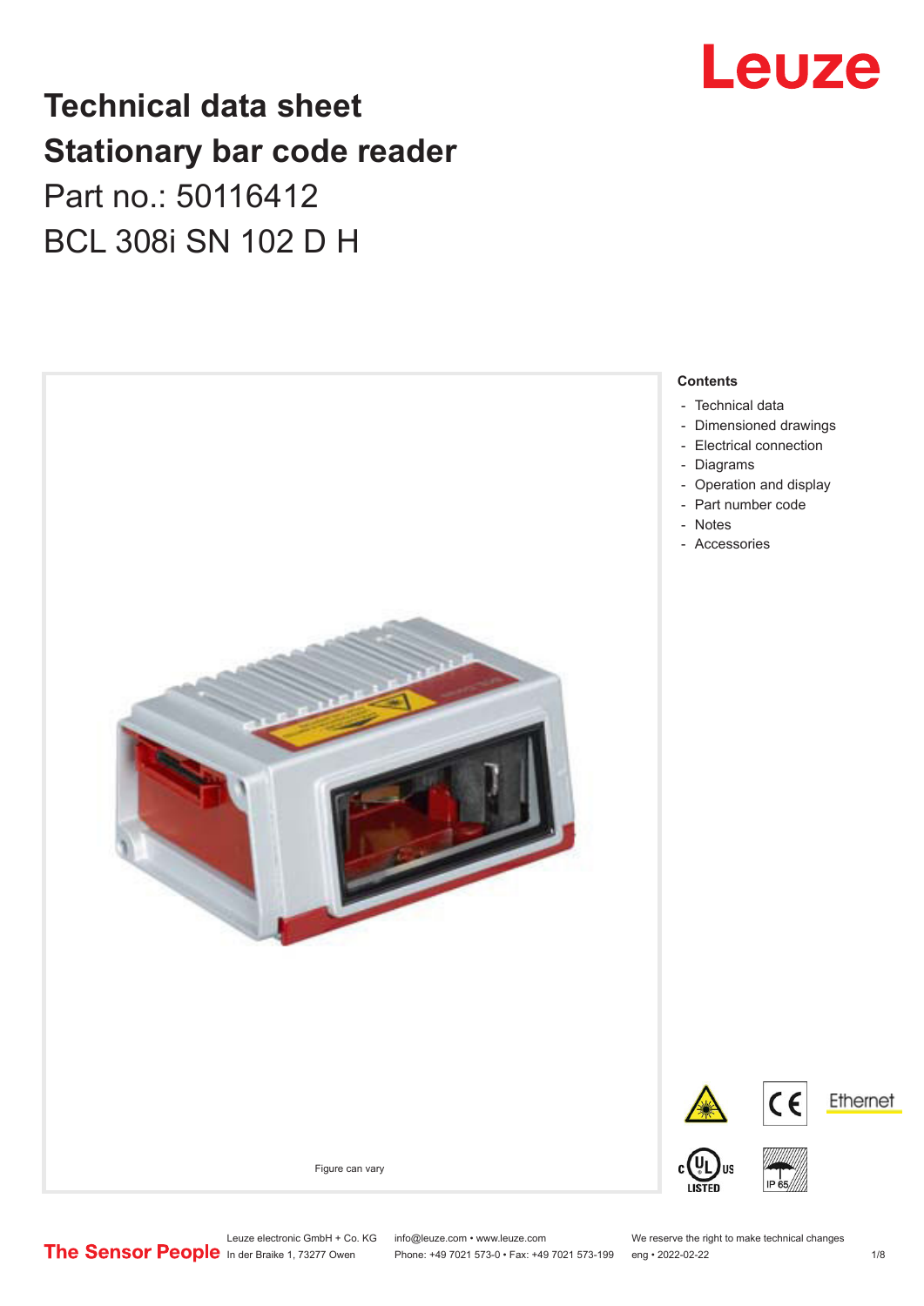# Technical data sheet
# Stationary bar code reader
Part no.: 50116412

BCL 308i SN 102 D H

Figure can vary

**Contents**

- Technical data
- Dimensioned drawings
- Electrical connection
- Diagrams
- Operation and display
- Part number code
- Notes
- Accessories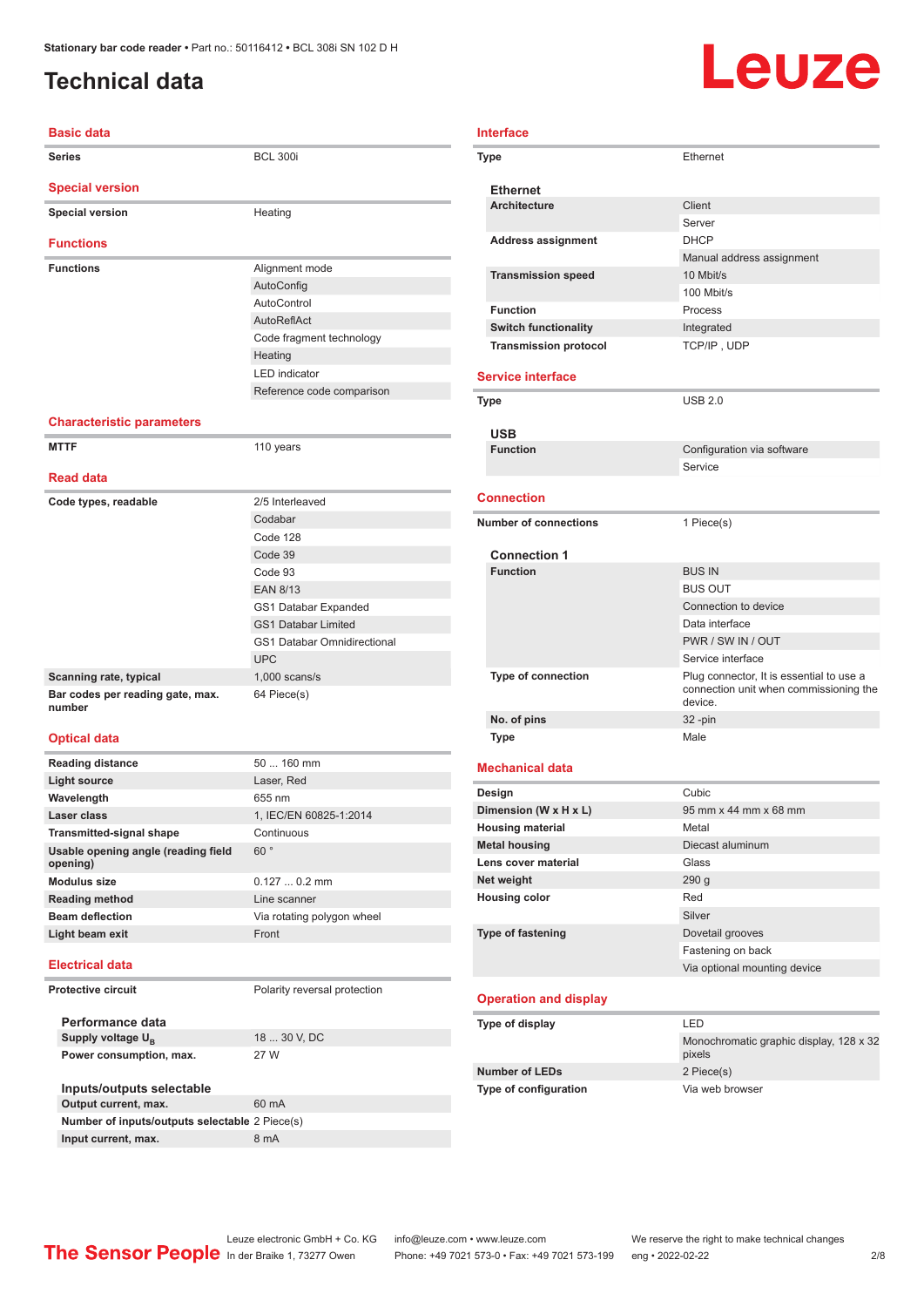Stationary bar code reader • Part no.: 50116412 • BCL 308i SN 102 D H

# Technical data

## Basic data

| | |
|---|---|
| **Series** | BCL 300i |

## Special version

| | |
|---|---|
| **Special version** | Heating |

## Functions

| | |
|---|---|
| **Functions** | Alignment mode |
| | AutoConfig |
| | AutoControl |
| | AutoReflAct |
| | Code fragment technology |
| | Heating |
| | LED indicator |
| | Reference code comparison |

## Characteristic parameters

| | |
|---|---|
| **MTTF** | 110 years |

## Read data

| | |
|---|---|
| **Code types, readable** | 2/5 Interleaved |
| | Codabar |
| | Code 128 |
| | Code 39 |
| | Code 93 |
| | EAN 8/13 |
| | GS1 Databar Expanded |
| | GS1 Databar Limited |
| | GS1 Databar Omnidirectional |
| | UPC |
| **Scanning rate, typical** | 1,000 scans/s |
| **Bar codes per reading gate, max. number** | 64 Piece(s) |

## Optical data

| | |
|---|---|
| **Reading distance** | 50 ... 160 mm |
| **Light source** | Laser, Red |
| **Wavelength** | 655 nm |
| **Laser class** | 1, IEC/EN 60825-1:2014 |
| **Transmitted-signal shape** | Continuous |
| **Usable opening angle (reading field opening)** | 60 ° |
| **Modulus size** | 0.127 ... 0.2 mm |
| **Reading method** | Line scanner |
| **Beam deflection** | Via rotating polygon wheel |
| **Light beam exit** | Front |

## Electrical data

| | |
|---|---|
| **Protective circuit** | Polarity reversal protection |

### Performance data

| | |
|---|---|
| **Supply voltage $U_B$** | 18 ... 30 V, DC |
| **Power consumption, max.** | 27 W |

### Inputs/outputs selectable

| | |
|---|---|
| **Output current, max.** | 60 mA |
| **Number of inputs/outputs selectable** | 2 Piece(s) |
| **Input current, max.** | 8 mA |

## Interface

| | |
|---|---|
| **Type** | Ethernet |

### Ethernet

| | |
|---|---|
| **Architecture** | Client |
| | Server |
| **Address assignment** | DHCP |
| | Manual address assignment |
| **Transmission speed** | 10 Mbit/s |
| | 100 Mbit/s |
| **Function** | Process |
| **Switch functionality** | Integrated |
| **Transmission protocol** | TCP/IP , UDP |

## Service interface

| | |
|---|---|
| **Type** | USB 2.0 |

### USB

| | |
|---|---|
| **Function** | Configuration via software |
| | Service |

## Connection

| | |
|---|---|
| **Number of connections** | 1 Piece(s) |

### Connection 1

| | |
|---|---|
| **Function** | BUS IN |
| | BUS OUT |
| | Connection to device |
| | Data interface |
| | PWR / SW IN / OUT |
| | Service interface |
| **Type of connection** | Plug connector, It is essential to use a connection unit when commissioning the device. |
| **No. of pins** | 32 -pin |
| **Type** | Male |

## Mechanical data

| | |
|---|---|
| **Design** | Cubic |
| **Dimension (W x H x L)** | 95 mm x 44 mm x 68 mm |
| **Housing material** | Metal |
| **Metal housing** | Diecast aluminum |
| **Lens cover material** | Glass |
| **Net weight** | 290 g |
| **Housing color** | Red |
| | Silver |
| **Type of fastening** | Dovetail grooves |
| | Fastening on back |
| | Via optional mounting device |

## Operation and display

| | |
|---|---|
| **Type of display** | LED |
| | Monochromatic graphic display, 128 x 32 pixels |
| **Number of LEDs** | 2 Piece(s) |
| **Type of configuration** | Via web browser |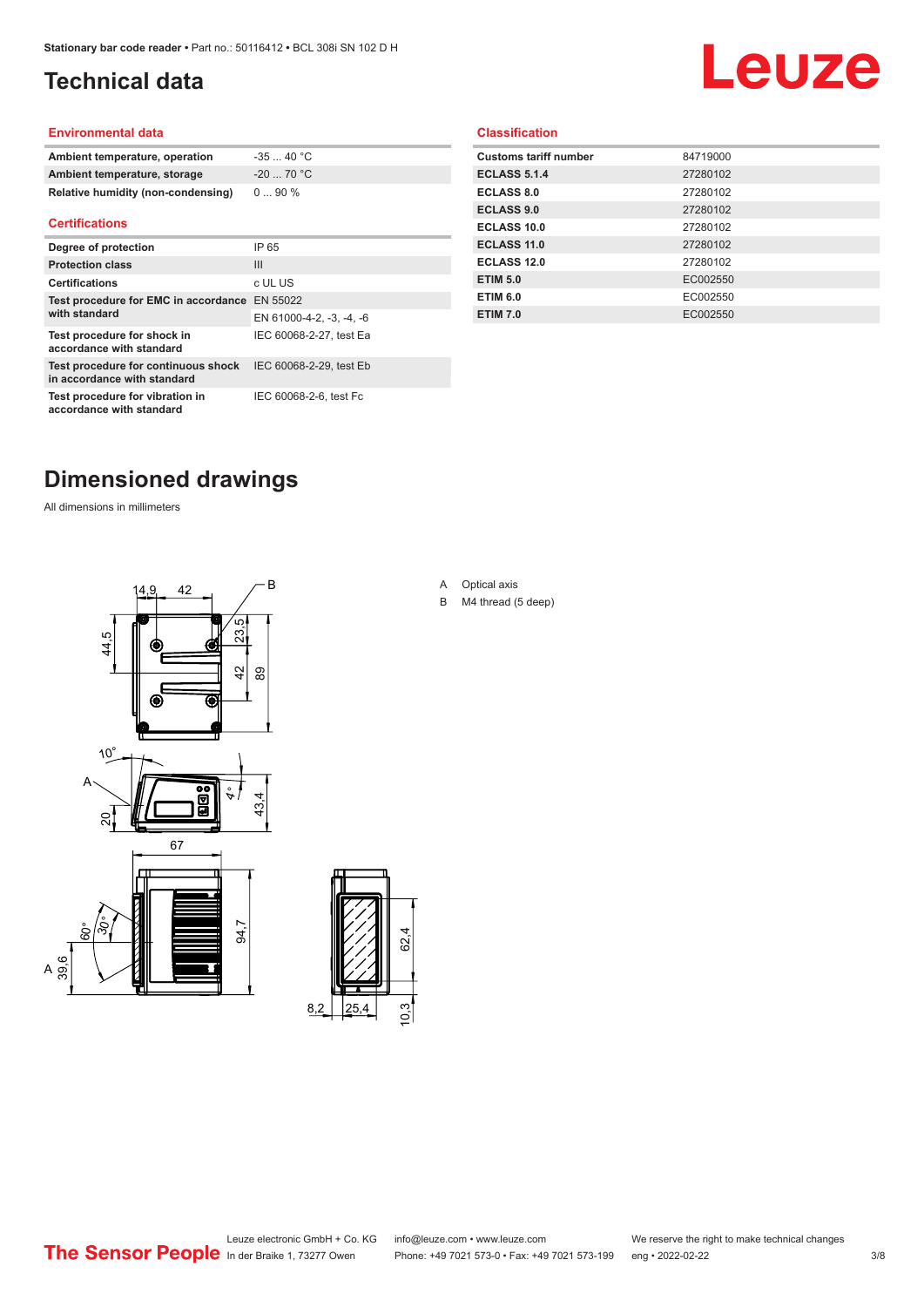# Technical data

## Environmental data

| | |
|---|---|
| **Ambient temperature, operation** | -35 ... 40 °C |
| **Ambient temperature, storage** | -20 ... 70 °C |
| **Relative humidity (non-condensing)** | 0 ... 90 % |

## Certifications

| | |
|---|---|
| **Degree of protection** | IP 65 |
| **Protection class** | III |
| **Certifications** | c UL US |
| **Test procedure for EMC in accordance with standard** | EN 55022 |
| | EN 61000-4-2, -3, -4, -6 |
| **Test procedure for shock in accordance with standard** | IEC 60068-2-27, test Ea |
| **Test procedure for continuous shock in accordance with standard** | IEC 60068-2-29, test Eb |
| **Test procedure for vibration in accordance with standard** | IEC 60068-2-6, test Fc |

## Classification

| | |
|---|---|
| **Customs tariff number** | 84719000 |
| **ECLASS 5.1.4** | 27280102 |
| **ECLASS 8.0** | 27280102 |
| **ECLASS 9.0** | 27280102 |
| **ECLASS 10.0** | 27280102 |
| **ECLASS 11.0** | 27280102 |
| **ECLASS 12.0** | 27280102 |
| **ETIM 5.0** | EC002550 |
| **ETIM 6.0** | EC002550 |
| **ETIM 7.0** | EC002550 |

# Dimensioned drawings

All dimensions in millimeters

A Optical axis

B M4 thread (5 deep)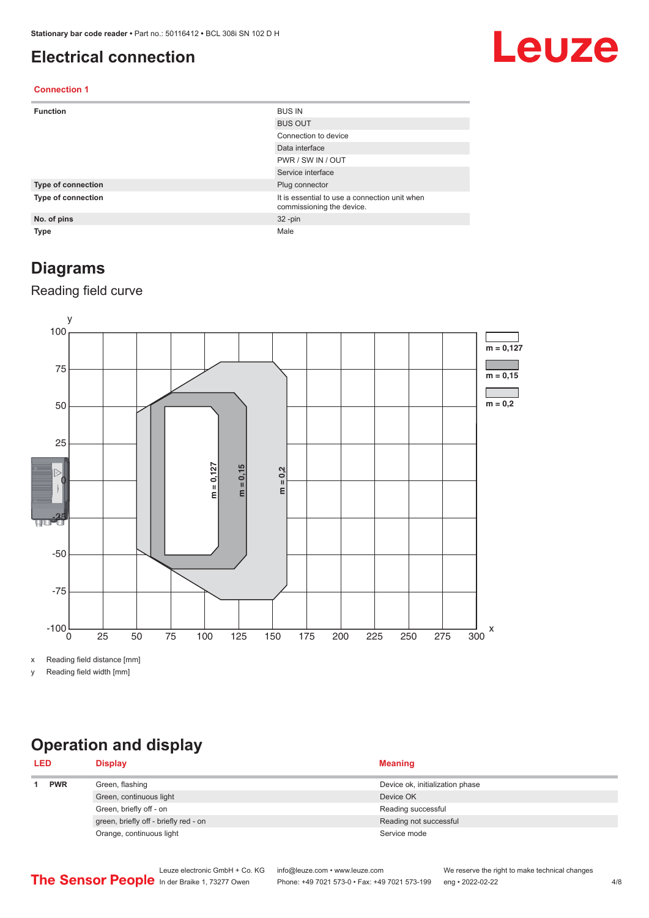# Electrical connection

### Connection 1

| | |
|---|---|
| **Function** | BUS IN |
| | BUS OUT |
| | Connection to device |
| | Data interface |
| | PWR / SW IN / OUT |
| | Service interface |
| **Type of connection** | Plug connector |
| **Type of connection** | It is essential to use a connection unit when commissioning the device. |
| **No. of pins** | 32 -pin |
| **Type** | Male |

# Diagrams

## Reading field curve

x Reading field distance [mm]

y Reading field width [mm]

# Operation and display

| LED | | Display | Meaning |
|---|---|---|---|
| 1 | PWR | Green, flashing | Device ok, initialization phase |
| | | Green, continuous light | Device OK |
| | | Green, briefly off - on | Reading successful |
| | | green, briefly off - briefly red - on | Reading not successful |
| | | Orange, continuous light | Service mode |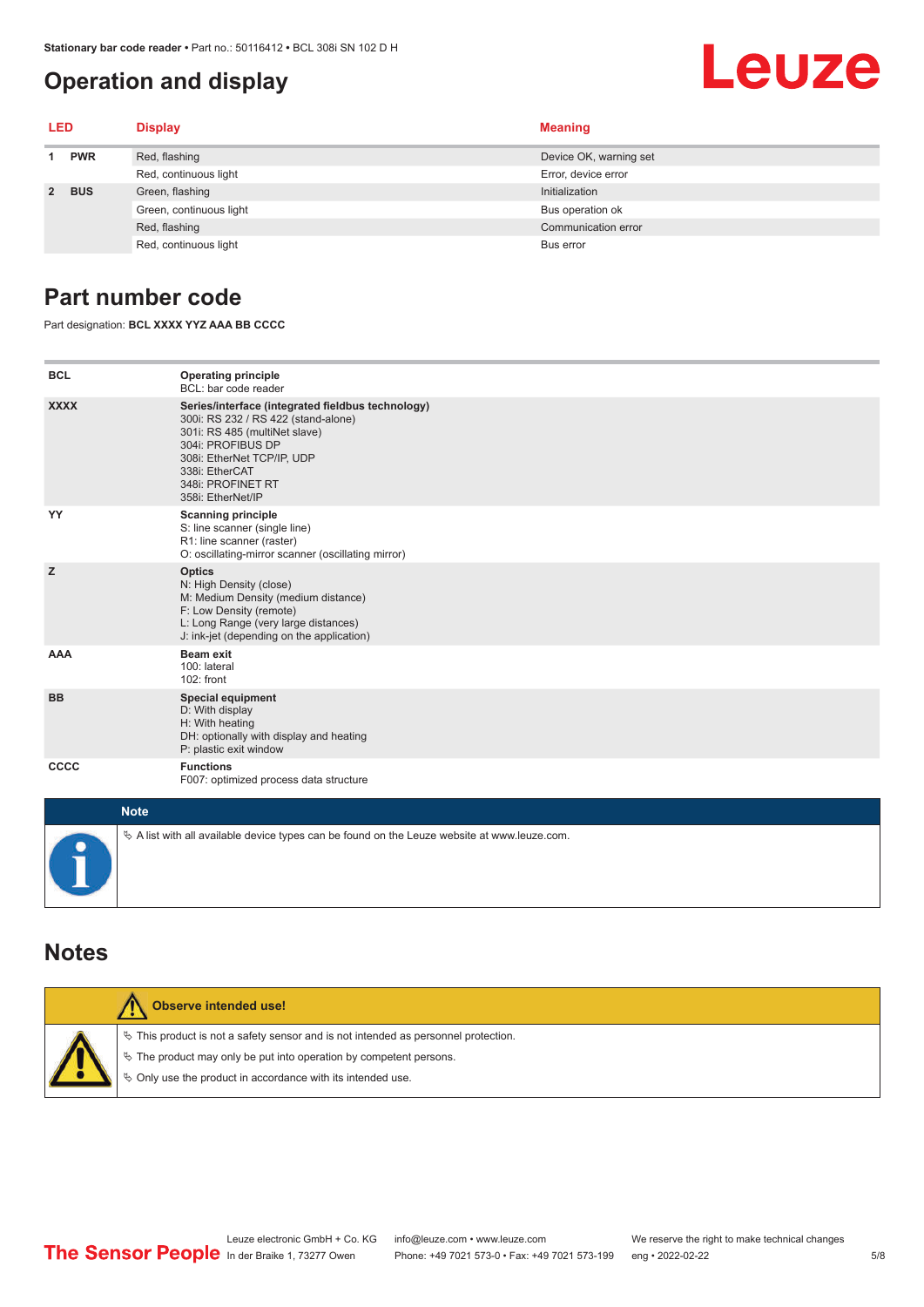## Operation and display

| LED | | Display | Meaning |
|---|---|---|---|
| 1 | PWR | Red, flashing | Device OK, warning set |
| | | Red, continuous light | Error, device error |
| 2 | BUS | Green, flashing | Initialization |
| | | Green, continuous light | Bus operation ok |
| | | Red, flashing | Communication error |
| | | Red, continuous light | Bus error |

## Part number code

Part designation: **BCL XXXX YYZ AAA BB CCCC**

| | |
|---|---|
| **BCL** | **Operating principle**<br>BCL: bar code reader |
| **XXXX** | **Series/interface (integrated fieldbus technology)**<br>300i: RS 232 / RS 422 (stand-alone)<br>301i: RS 485 (multiNet slave)<br>304i: PROFIBUS DP<br>308i: EtherNet TCP/IP, UDP<br>338i: EtherCAT<br>348i: PROFINET RT<br>358i: EtherNet/IP |
| **YY** | **Scanning principle**<br>S: line scanner (single line)<br>R1: line scanner (raster)<br>O: oscillating-mirror scanner (oscillating mirror) |
| **Z** | **Optics**<br>N: High Density (close)<br>M: Medium Density (medium distance)<br>F: Low Density (remote)<br>L: Long Range (very large distances)<br>J: ink-jet (depending on the application) |
| **AAA** | **Beam exit**<br>100: lateral<br>102: front |
| **BB** | **Special equipment**<br>D: With display<br>H: With heating<br>DH: optionally with display and heating<br>P: plastic exit window |
| **CCCC** | **Functions**<br>F007: optimized process data structure |

**Note**

- A list with all available device types can be found on the Leuze website at www.leuze.com.

## Notes

**Observe intended use!**

- This product is not a safety sensor and is not intended as personnel protection.
- The product may only be put into operation by competent persons.
- Only use the product in accordance with its intended use.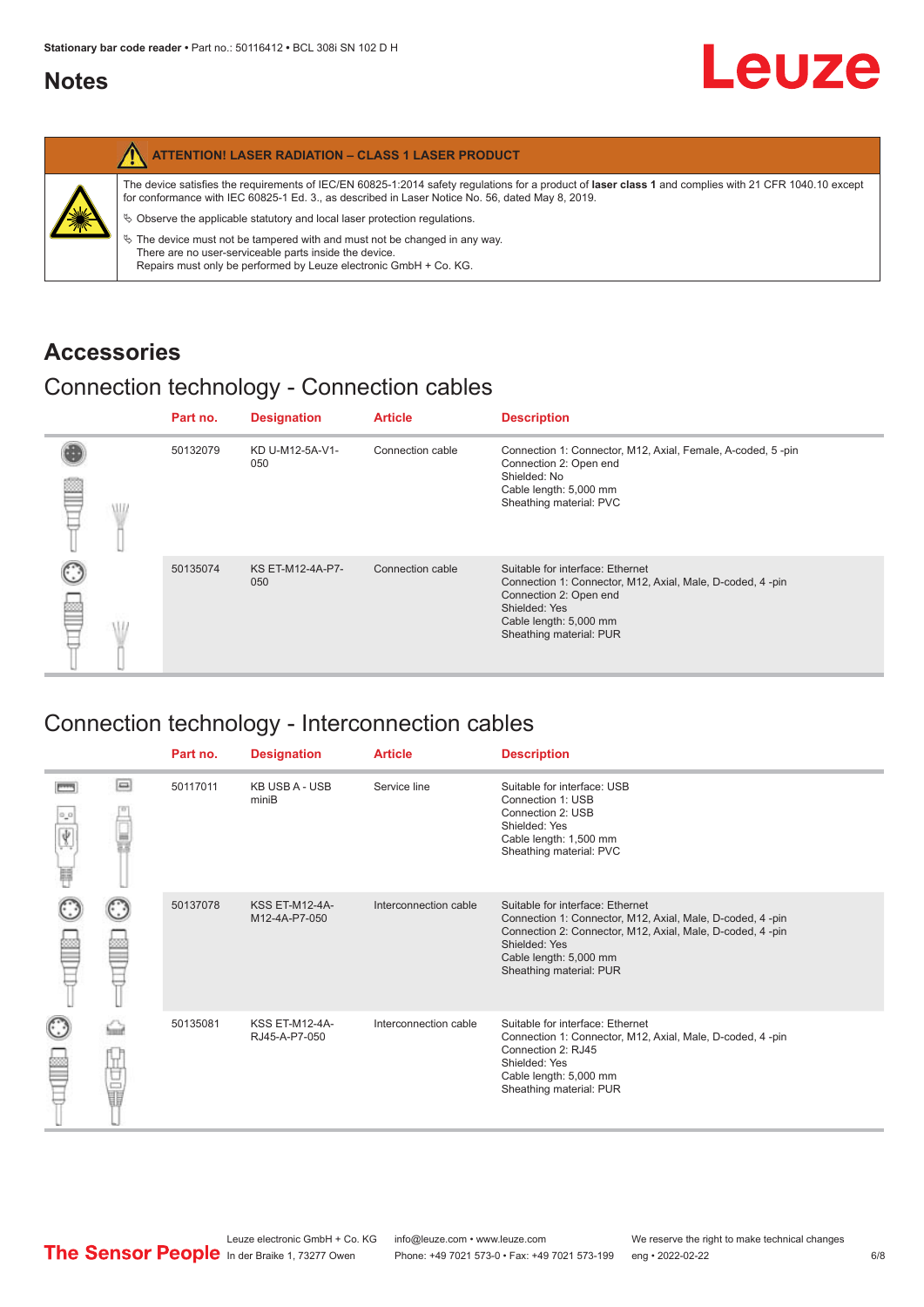## Notes

**ATTENTION! LASER RADIATION – CLASS 1 LASER PRODUCT**

The device satisfies the requirements of IEC/EN 60825-1:2014 safety regulations for a product of **laser class 1** and complies with 21 CFR 1040.10 except for conformance with IEC 60825-1 Ed. 3., as described in Laser Notice No. 56, dated May 8, 2019.

- Observe the applicable statutory and local laser protection regulations.
- The device must not be tampered with and must not be changed in any way. There are no user-serviceable parts inside the device. Repairs must only be performed by Leuze electronic GmbH + Co. KG.

## Accessories

### Connection technology - Connection cables

| Part no. | Designation | Article | Description |
|---|---|---|---|
| 50132079 | KD U-M12-5A-V1-050 | Connection cable | Connection 1: Connector, M12, Axial, Female, A-coded, 5 -pin<br>Connection 2: Open end<br>Shielded: No<br>Cable length: 5,000 mm<br>Sheathing material: PVC |
| 50135074 | KS ET-M12-4A-P7-050 | Connection cable | Suitable for interface: Ethernet<br>Connection 1: Connector, M12, Axial, Male, D-coded, 4 -pin<br>Connection 2: Open end<br>Shielded: Yes<br>Cable length: 5,000 mm<br>Sheathing material: PUR |

### Connection technology - Interconnection cables

| Part no. | Designation | Article | Description |
|---|---|---|---|
| 50117011 | KB USB A - USB miniB | Service line | Suitable for interface: USB<br>Connection 1: USB<br>Connection 2: USB<br>Shielded: Yes<br>Cable length: 1,500 mm<br>Sheathing material: PVC |
| 50137078 | KSS ET-M12-4A-M12-4A-P7-050 | Interconnection cable | Suitable for interface: Ethernet<br>Connection 1: Connector, M12, Axial, Male, D-coded, 4 -pin<br>Connection 2: Connector, M12, Axial, Male, D-coded, 4 -pin<br>Shielded: Yes<br>Cable length: 5,000 mm<br>Sheathing material: PUR |
| 50135081 | KSS ET-M12-4A-RJ45-A-P7-050 | Interconnection cable | Suitable for interface: Ethernet<br>Connection 1: Connector, M12, Axial, Male, D-coded, 4 -pin<br>Connection 2: RJ45<br>Shielded: Yes<br>Cable length: 5,000 mm<br>Sheathing material: PUR |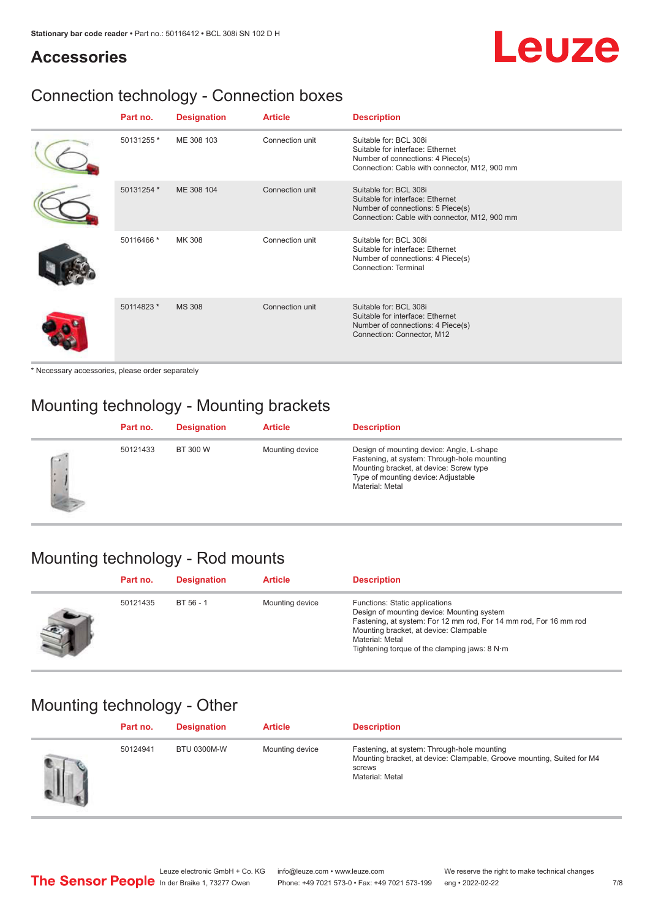## Accessories

### Connection technology - Connection boxes

| | Part no. | Designation | Article | Description |
|---|---|---|---|---|
| | 50131255 * | ME 308 103 | Connection unit | Suitable for: BCL 308i<br>Suitable for interface: Ethernet<br>Number of connections: 4 Piece(s)<br>Connection: Cable with connector, M12, 900 mm |
| | 50131254 * | ME 308 104 | Connection unit | Suitable for: BCL 308i<br>Suitable for interface: Ethernet<br>Number of connections: 5 Piece(s)<br>Connection: Cable with connector, M12, 900 mm |
| | 50116466 * | MK 308 | Connection unit | Suitable for: BCL 308i<br>Suitable for interface: Ethernet<br>Number of connections: 4 Piece(s)<br>Connection: Terminal |
| | 50114823 * | MS 308 | Connection unit | Suitable for: BCL 308i<br>Suitable for interface: Ethernet<br>Number of connections: 4 Piece(s)<br>Connection: Connector, M12 |

* Necessary accessories, please order separately

### Mounting technology - Mounting brackets

| | Part no. | Designation | Article | Description |
|---|---|---|---|---|
| | 50121433 | BT 300 W | Mounting device | Design of mounting device: Angle, L-shape<br>Fastening, at system: Through-hole mounting<br>Mounting bracket, at device: Screw type<br>Type of mounting device: Adjustable<br>Material: Metal |

### Mounting technology - Rod mounts

| | Part no. | Designation | Article | Description |
|---|---|---|---|---|
| | 50121435 | BT 56 - 1 | Mounting device | Functions: Static applications<br>Design of mounting device: Mounting system<br>Fastening, at system: For 12 mm rod, For 14 mm rod, For 16 mm rod<br>Mounting bracket, at device: Clampable<br>Material: Metal<br>Tightening torque of the clamping jaws: 8 N·m |

### Mounting technology - Other

| | Part no. | Designation | Article | Description |
|---|---|---|---|---|
| | 50124941 | BTU 0300M-W | Mounting device | Fastening, at system: Through-hole mounting<br>Mounting bracket, at device: Clampable, Groove mounting, Suited for M4 screws<br>Material: Metal |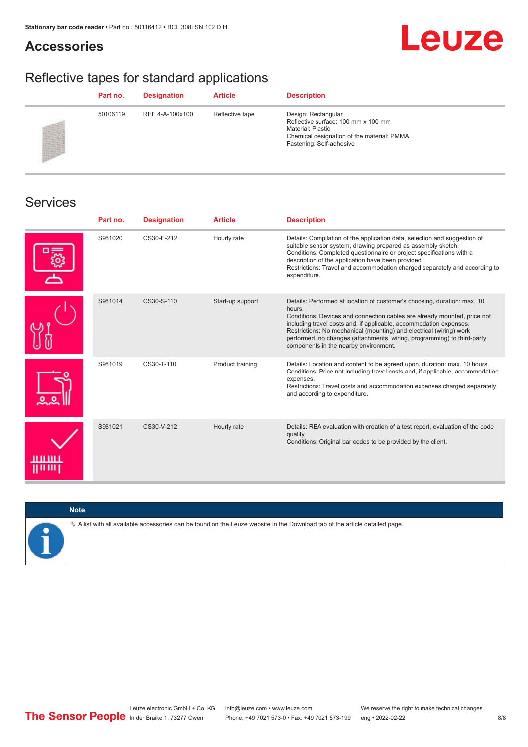## Accessories

# Reflective tapes for standard applications

| Part no. | Designation | Article | Description |
|---|---|---|---|
| 50106119 | REF 4-A-100x100 | Reflective tape | Design: Rectangular<br>Reflective surface: 100 mm x 100 mm<br>Material: Plastic<br>Chemical designation of the material: PMMA<br>Fastening: Self-adhesive |

# Services

| Part no. | Designation | Article | Description |
|---|---|---|---|
| S981020 | CS30-E-212 | Hourly rate | Details: Compilation of the application data, selection and suggestion of suitable sensor system, drawing prepared as assembly sketch.<br>Conditions: Completed questionnaire or project specifications with a description of the application have been provided.<br>Restrictions: Travel and accommodation charged separately and according to expenditure. |
| S981014 | CS30-S-110 | Start-up support | Details: Performed at location of customer's choosing, duration: max. 10 hours.<br>Conditions: Devices and connection cables are already mounted, price not including travel costs and, if applicable, accommodation expenses.<br>Restrictions: No mechanical (mounting) and electrical (wiring) work performed, no changes (attachments, wiring, programming) to third-party components in the nearby environment. |
| S981019 | CS30-T-110 | Product training | Details: Location and content to be agreed upon, duration: max. 10 hours.<br>Conditions: Price not including travel costs and, if applicable, accommodation expenses.<br>Restrictions: Travel costs and accommodation expenses charged separately and according to expenditure. |
| S981021 | CS30-V-212 | Hourly rate | Details: REA evaluation with creation of a test report, evaluation of the code quality.<br>Conditions: Original bar codes to be provided by the client. |

**Note**

A list with all available accessories can be found on the Leuze website in the Download tab of the article detailed page.